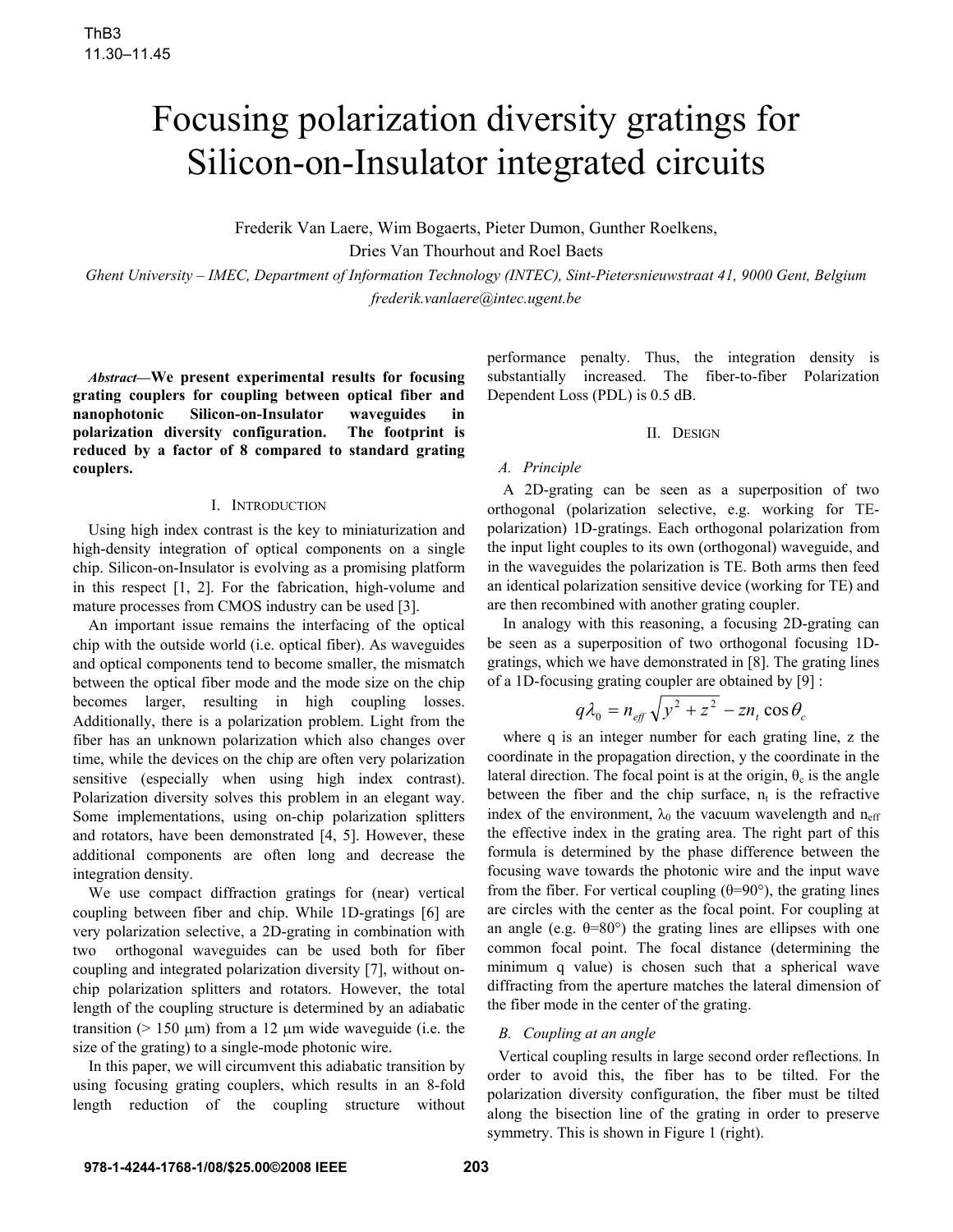# Focusing polarization diversity gratings for Silicon-on-Insulator integrated circuits

Frederik Van Laere, Wim Bogaerts, Pieter Dumon, Gunther Roelkens,
Dries Van Thourhout and Roel Baets

*Ghent University – IMEC, Department of Information Technology (INTEC), Sint-Pietersnieuwstraat 41, 9000 Gent, Belgium*
*frederik.vanlaere@intec.ugent.be*

***Abstract*—We present experimental results for focusing grating couplers for coupling between optical fiber and nanophotonic Silicon-on-Insulator waveguides in polarization diversity configuration. The footprint is reduced by a factor of 8 compared to standard grating couplers.**

## I. Introduction

Using high index contrast is the key to miniaturization and high-density integration of optical components on a single chip. Silicon-on-Insulator is evolving as a promising platform in this respect [1, 2]. For the fabrication, high-volume and mature processes from CMOS industry can be used [3].

An important issue remains the interfacing of the optical chip with the outside world (i.e. optical fiber). As waveguides and optical components tend to become smaller, the mismatch between the optical fiber mode and the mode size on the chip becomes larger, resulting in high coupling losses. Additionally, there is a polarization problem. Light from the fiber has an unknown polarization which also changes over time, while the devices on the chip are often very polarization sensitive (especially when using high index contrast). Polarization diversity solves this problem in an elegant way. Some implementations, using on-chip polarization splitters and rotators, have been demonstrated [4, 5]. However, these additional components are often long and decrease the integration density.

We use compact diffraction gratings for (near) vertical coupling between fiber and chip. While 1D-gratings [6] are very polarization selective, a 2D-grating in combination with two orthogonal waveguides can be used both for fiber coupling and integrated polarization diversity [7], without on-chip polarization splitters and rotators. However, the total length of the coupling structure is determined by an adiabatic transition (> 150 μm) from a 12 μm wide waveguide (i.e. the size of the grating) to a single-mode photonic wire.

In this paper, we will circumvent this adiabatic transition by using focusing grating couplers, which results in an 8-fold length reduction of the coupling structure without performance penalty. Thus, the integration density is substantially increased. The fiber-to-fiber Polarization Dependent Loss (PDL) is 0.5 dB.

## II. Design

### A. Principle

A 2D-grating can be seen as a superposition of two orthogonal (polarization selective, e.g. working for TE-polarization) 1D-gratings. Each orthogonal polarization from the input light couples to its own (orthogonal) waveguide, and in the waveguides the polarization is TE. Both arms then feed an identical polarization sensitive device (working for TE) and are then recombined with another grating coupler.

In analogy with this reasoning, a focusing 2D-grating can be seen as a superposition of two orthogonal focusing 1D-gratings, which we have demonstrated in [8]. The grating lines of a 1D-focusing grating coupler are obtained by [9] :

$$q\lambda_0 = n_{eff}\sqrt{y^2 + z^2} - zn_t \cos\theta_c$$

where q is an integer number for each grating line, z the coordinate in the propagation direction, y the coordinate in the lateral direction. The focal point is at the origin, $\theta_c$ is the angle between the fiber and the chip surface, $n_t$ is the refractive index of the environment, $\lambda_0$ the vacuum wavelength and $n_{eff}$ the effective index in the grating area. The right part of this formula is determined by the phase difference between the focusing wave towards the photonic wire and the input wave from the fiber. For vertical coupling (θ=90°), the grating lines are circles with the center as the focal point. For coupling at an angle (e.g. θ=80°) the grating lines are ellipses with one common focal point. The focal distance (determining the minimum q value) is chosen such that a spherical wave diffracting from the aperture matches the lateral dimension of the fiber mode in the center of the grating.

### B. Coupling at an angle

Vertical coupling results in large second order reflections. In order to avoid this, the fiber has to be tilted. For the polarization diversity configuration, the fiber must be tilted along the bisection line of the grating in order to preserve symmetry. This is shown in Figure 1 (right).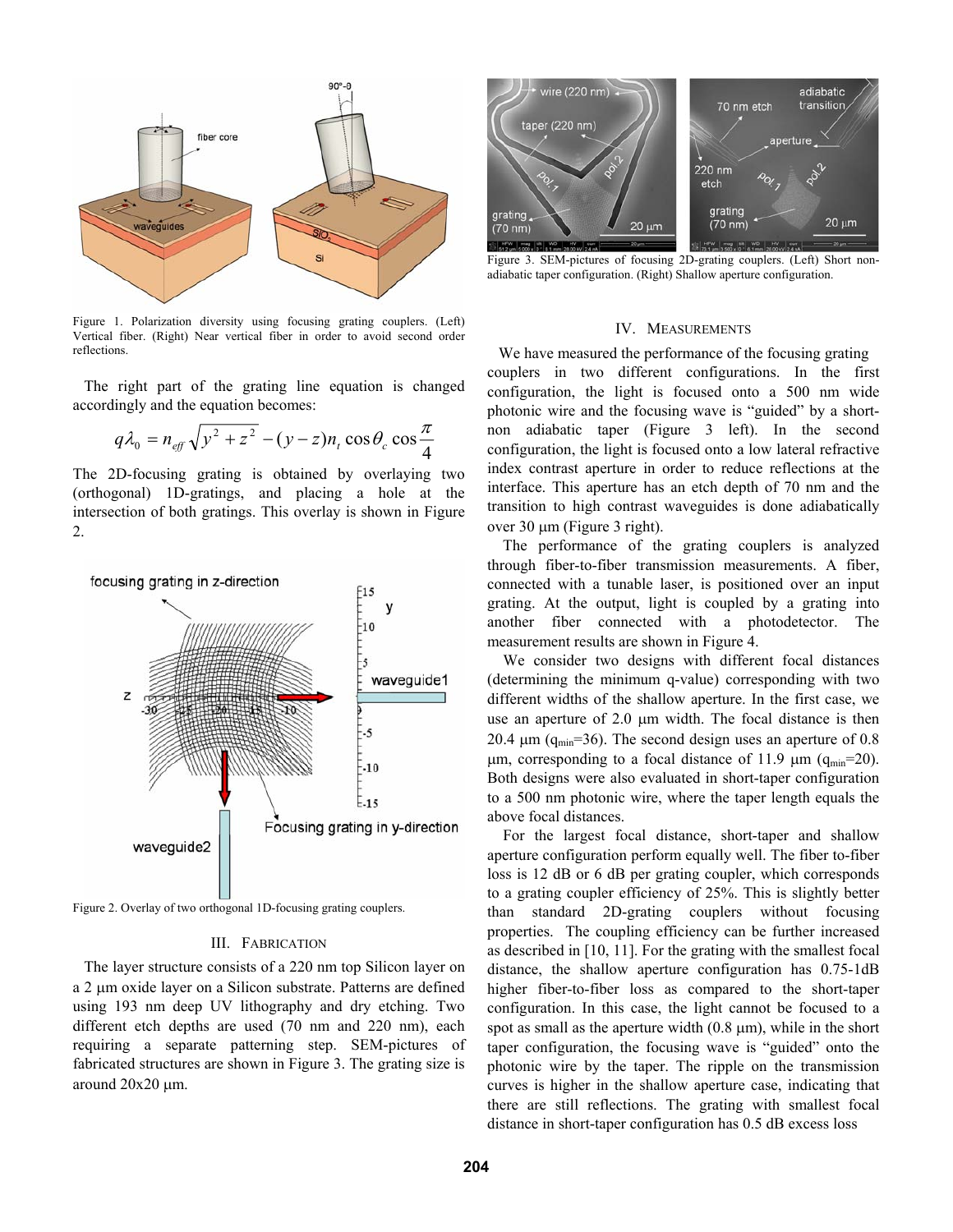Figure 1. Polarization diversity using focusing grating couplers. (Left) Vertical fiber. (Right) Near vertical fiber in order to avoid second order reflections.

The right part of the grating line equation is changed accordingly and the equation becomes:

$$q\lambda_0 = n_{eff}\sqrt{y^2 + z^2} - (y - z)n_t \cos\theta_c \cos\frac{\pi}{4}$$

The 2D-focusing grating is obtained by overlaying two (orthogonal) 1D-gratings, and placing a hole at the intersection of both gratings. This overlay is shown in Figure 2.

Figure 2. Overlay of two orthogonal 1D-focusing grating couplers.

## III. Fabrication

The layer structure consists of a 220 nm top Silicon layer on a 2 μm oxide layer on a Silicon substrate. Patterns are defined using 193 nm deep UV lithography and dry etching. Two different etch depths are used (70 nm and 220 nm), each requiring a separate patterning step. SEM-pictures of fabricated structures are shown in Figure 3. The grating size is around 20x20 μm.

Figure 3. SEM-pictures of focusing 2D-grating couplers. (Left) Short non-adiabatic taper configuration. (Right) Shallow aperture configuration.

## IV. Measurements

We have measured the performance of the focusing grating couplers in two different configurations. In the first configuration, the light is focused onto a 500 nm wide photonic wire and the focusing wave is "guided" by a short-non adiabatic taper (Figure 3 left). In the second configuration, the light is focused onto a low lateral refractive index contrast aperture in order to reduce reflections at the interface. This aperture has an etch depth of 70 nm and the transition to high contrast waveguides is done adiabatically over 30 μm (Figure 3 right).

The performance of the grating couplers is analyzed through fiber-to-fiber transmission measurements. A fiber, connected with a tunable laser, is positioned over an input grating. At the output, light is coupled by a grating into another fiber connected with a photodetector. The measurement results are shown in Figure 4.

We consider two designs with different focal distances (determining the minimum q-value) corresponding with two different widths of the shallow aperture. In the first case, we use an aperture of 2.0 μm width. The focal distance is then 20.4 μm ($q_{min}$=36). The second design uses an aperture of 0.8 μm, corresponding to a focal distance of 11.9 μm ($q_{min}$=20). Both designs were also evaluated in short-taper configuration to a 500 nm photonic wire, where the taper length equals the above focal distances.

For the largest focal distance, short-taper and shallow aperture configuration perform equally well. The fiber to-fiber loss is 12 dB or 6 dB per grating coupler, which corresponds to a grating coupler efficiency of 25%. This is slightly better than standard 2D-grating couplers without focusing properties. The coupling efficiency can be further increased as described in [10, 11]. For the grating with the smallest focal distance, the shallow aperture configuration has 0.75-1dB higher fiber-to-fiber loss as compared to the short-taper configuration. In this case, the light cannot be focused to a spot as small as the aperture width (0.8 μm), while in the short taper configuration, the focusing wave is "guided" onto the photonic wire by the taper. The ripple on the transmission curves is higher in the shallow aperture case, indicating that there are still reflections. The grating with smallest focal distance in short-taper configuration has 0.5 dB excess loss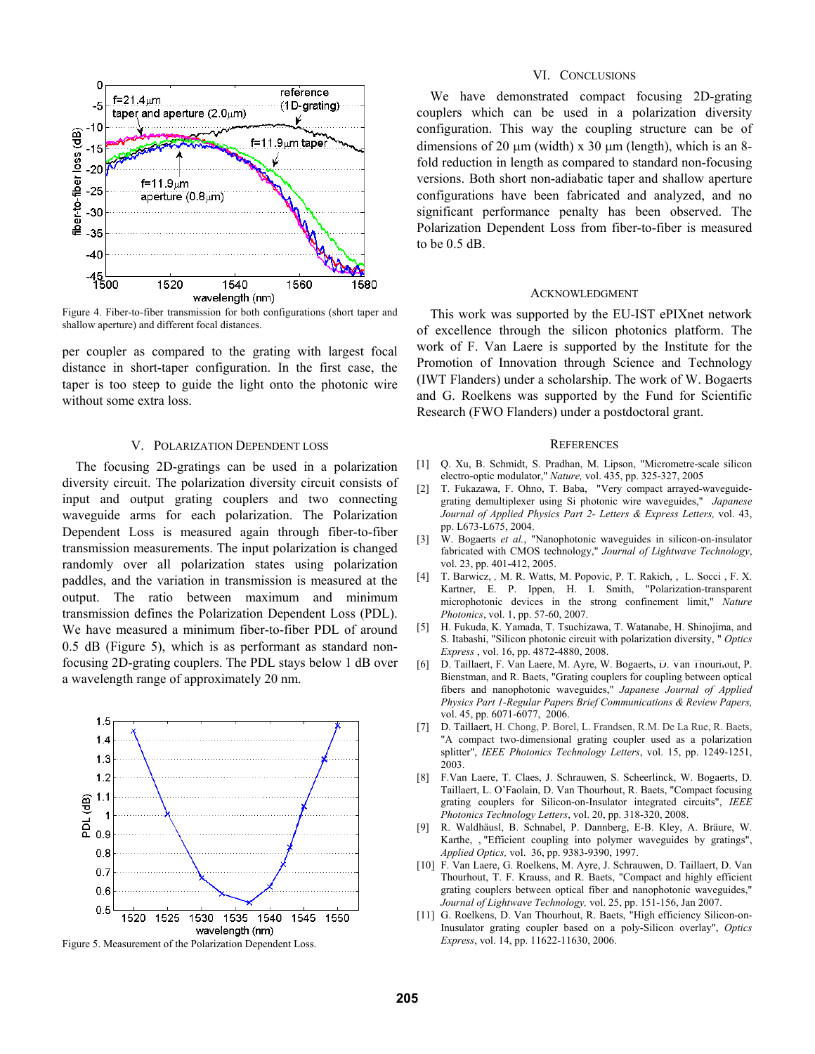0
-5
-10
-15
-20
-25
-30
-35
-40
-45
1500
1520
1540
1560
1580
fiber-to-fiber loss (dB)
wavelength (nm)
f=21.4μm
taper and aperture (2.0μm)
reference
(1D-grating)
f=11.9μm taper
f=11.9μm
aperture (0.8μm)

Figure 4. Fiber-to-fiber transmission for both configurations (short taper and shallow aperture) and different focal distances.

per coupler as compared to the grating with largest focal distance in short-taper configuration. In the first case, the taper is too steep to guide the light onto the photonic wire without some extra loss.

## V. Polarization Dependent loss

The focusing 2D-gratings can be used in a polarization diversity circuit. The polarization diversity circuit consists of input and output grating couplers and two connecting waveguide arms for each polarization. The Polarization Dependent Loss is measured again through fiber-to-fiber transmission measurements. The input polarization is changed randomly over all polarization states using polarization paddles, and the variation in transmission is measured at the output. The ratio between maximum and minimum transmission defines the Polarization Dependent Loss (PDL). We have measured a minimum fiber-to-fiber PDL of around 0.5 dB (Figure 5), which is as performant as standard non-focusing 2D-grating couplers. The PDL stays below 1 dB over a wavelength range of approximately 20 nm.

1.5
1.4
1.3
1.2
1.1
1
0.9
0.8
0.7
0.6
0.5
1520
1525
1530
1535
1540
1545
1550
PDL (dB)
wavelength (nm)

Figure 5. Measurement of the Polarization Dependent Loss.

## VI. Conclusions

We have demonstrated compact focusing 2D-grating couplers which can be used in a polarization diversity configuration. This way the coupling structure can be of dimensions of 20 µm (width) x 30 µm (length), which is an 8-fold reduction in length as compared to standard non-focusing versions. Both short non-adiabatic taper and shallow aperture configurations have been fabricated and analyzed, and no significant performance penalty has been observed. The Polarization Dependent Loss from fiber-to-fiber is measured to be 0.5 dB.

## Acknowledgment

This work was supported by the EU-IST ePIXnet network of excellence through the silicon photonics platform. The work of F. Van Laere is supported by the Institute for the Promotion of Innovation through Science and Technology (IWT Flanders) under a scholarship. The work of W. Bogaerts and G. Roelkens was supported by the Fund for Scientific Research (FWO Flanders) under a postdoctoral grant.

## References

[1] Q. Xu, B. Schmidt, S. Pradhan, M. Lipson, "Micrometre-scale silicon electro-optic modulator," *Nature,* vol. 435, pp. 325-327, 2005

[2] T. Fukazawa, F. Ohno, T. Baba, "Very compact arrayed-waveguide-grating demultiplexer using Si photonic wire waveguides," *Japanese Journal of Applied Physics Part 2- Letters & Express Letters,* vol. 43, pp. L673-L675, 2004.

[3] W. Bogaerts *et al.*, "Nanophotonic waveguides in silicon-on-insulator fabricated with CMOS technology," *Journal of Lightwave Technology*, vol. 23, pp. 401-412, 2005.

[4] T. Barwicz, , M. R. Watts, M. Popovic, P. T. Rakich, , L. Socci , F. X. Kartner, E. P. Ippen, H. I. Smith, "Polarization-transparent microphotonic devices in the strong confinement limit," *Nature Photonics*, vol. 1, pp. 57-60, 2007.

[5] H. Fukuda, K. Yamada, T. Tsuchizawa, T. Watanabe, H. Shinojima, and S. Itabashi, "Silicon photonic circuit with polarization diversity, " *Optics Express* , vol. 16, pp. 4872-4880, 2008.

[6] D. Taillaert, F. Van Laere, M. Ayre, W. Bogaerts, D. Van Thourhout, P. Bienstman, and R. Baets, "Grating couplers for coupling between optical fibers and nanophotonic waveguides," *Japanese Journal of Applied Physics Part 1-Regular Papers Brief Communications & Review Papers,* vol. 45, pp. 6071-6077, 2006.

[7] D. Taillaert, H. Chong, P. Borel, L. Frandsen, R.M. De La Rue, R. Baets, "A compact two-dimensional grating coupler used as a polarization splitter", *IEEE Photonics Technology Letters*, vol. 15, pp. 1249-1251, 2003.

[8] F.Van Laere, T. Claes, J. Schrauwen, S. Scheerlinck, W. Bogaerts, D. Taillaert, L. O'Faolain, D. Van Thourhout, R. Baets, "Compact focusing grating couplers for Silicon-on-Insulator integrated circuits", *IEEE Photonics Technology Letters*, vol. 20, pp. 318-320, 2008.

[9] R. Waldhäusl, B. Schnabel, P. Dannberg, E-B. Kley, A. Bräure, W. Karthe, , "Efficient coupling into polymer waveguides by gratings", *Applied Optics,* vol. 36, pp. 9383-9390, 1997.

[10] F. Van Laere, G. Roelkens, M. Ayre, J. Schrauwen, D. Taillaert, D. Van Thourhout, T. F. Krauss, and R. Baets, "Compact and highly efficient grating couplers between optical fiber and nanophotonic waveguides," *Journal of Lightwave Technology,* vol. 25, pp. 151-156, Jan 2007.

[11] G. Roelkens, D. Van Thourhout, R. Baets, "High efficiency Silicon-on-Inusulator grating coupler based on a poly-Silicon overlay", *Optics Express*, vol. 14, pp. 11622-11630, 2006.